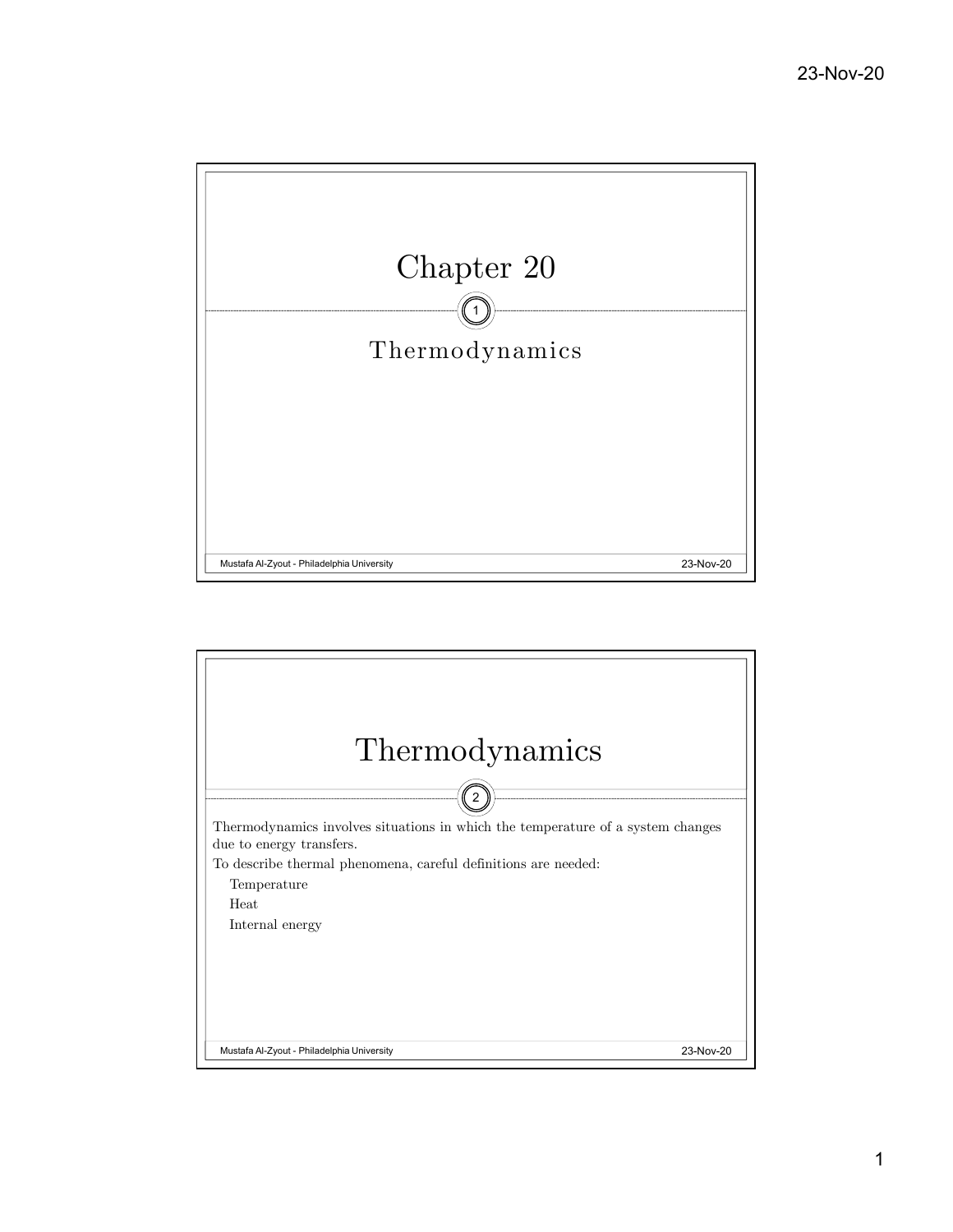# Chapter 20

## Thermodynamics

# Thermodynamics

Thermodynamics involves situations in which the temperature of a system changes due to energy transfers.

To describe thermal phenomena, careful definitions are needed:

- Temperature
- Heat
- Internal energy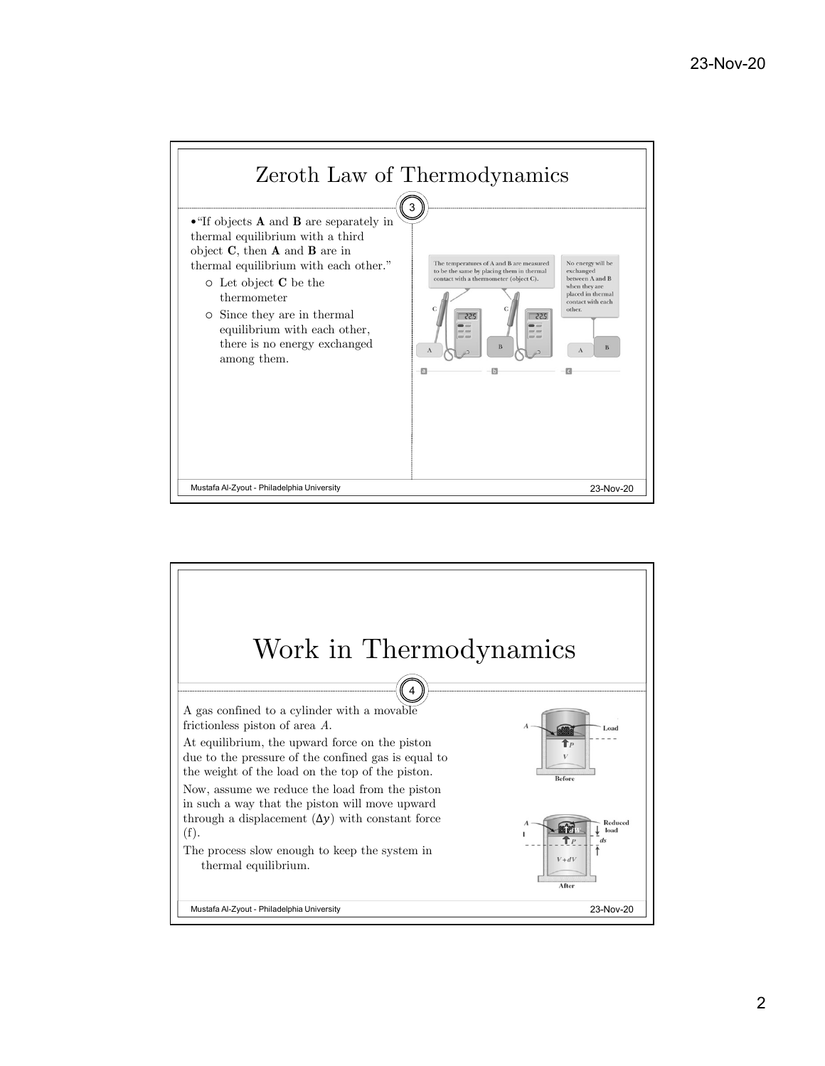# Zeroth Law of Thermodynamics

- "If objects **A** and **B** are separately in thermal equilibrium with a third object **C**, then **A** and **B** are in thermal equilibrium with each other."
  - Let object **C** be the thermometer
  - Since they are in thermal equilibrium with each other, there is no energy exchanged among them.

# Work in Thermodynamics

A gas confined to a cylinder with a movable frictionless piston of area $A$.

At equilibrium, the upward force on the piston due to the pressure of the confined gas is equal to the weight of the load on the top of the piston.

Now, assume we reduce the load from the piston in such a way that the piston will move upward through a displacement ($\Delta y$) with constant force (f).

The process slow enough to keep the system in thermal equilibrium.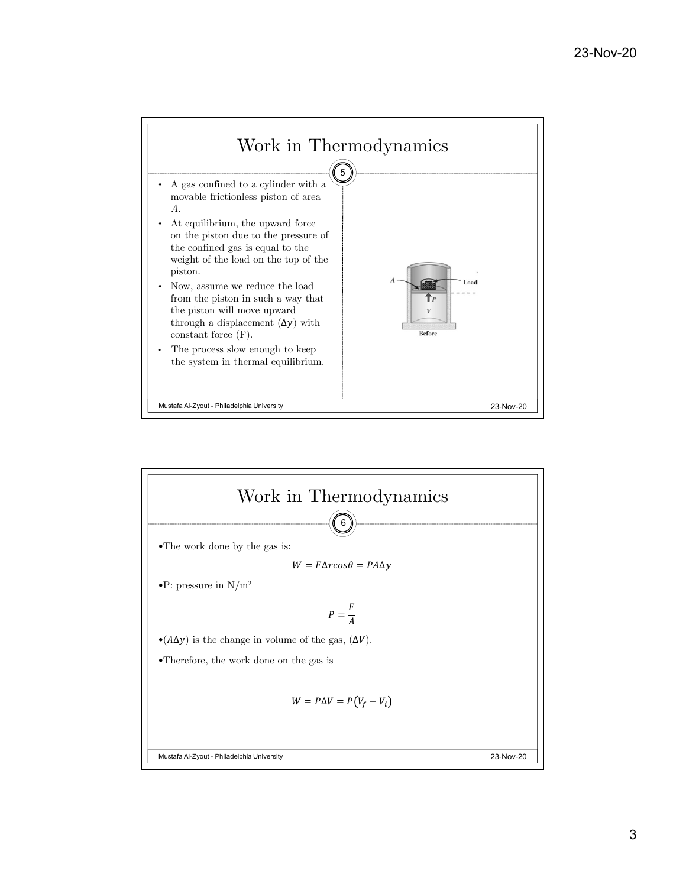## Work in Thermodynamics

- A gas confined to a cylinder with a movable frictionless piston of area $A$.
- At equilibrium, the upward force on the piston due to the pressure of the confined gas is equal to the weight of the load on the top of the piston.
- Now, assume we reduce the load from the piston in such a way that the piston will move upward through a displacement ($\Delta y$) with constant force (F).
- The process slow enough to keep the system in thermal equilibrium.

## Work in Thermodynamics

- The work done by the gas is:

$$W = F\Delta r\cos\theta = PA\Delta y$$

- P: pressure in N/m$^2$

$$P = \frac{F}{A}$$

- ($A\Delta y$) is the change in volume of the gas, ($\Delta V$).
- Therefore, the work done on the gas is

$$W = P\Delta V = P(V_f - V_i)$$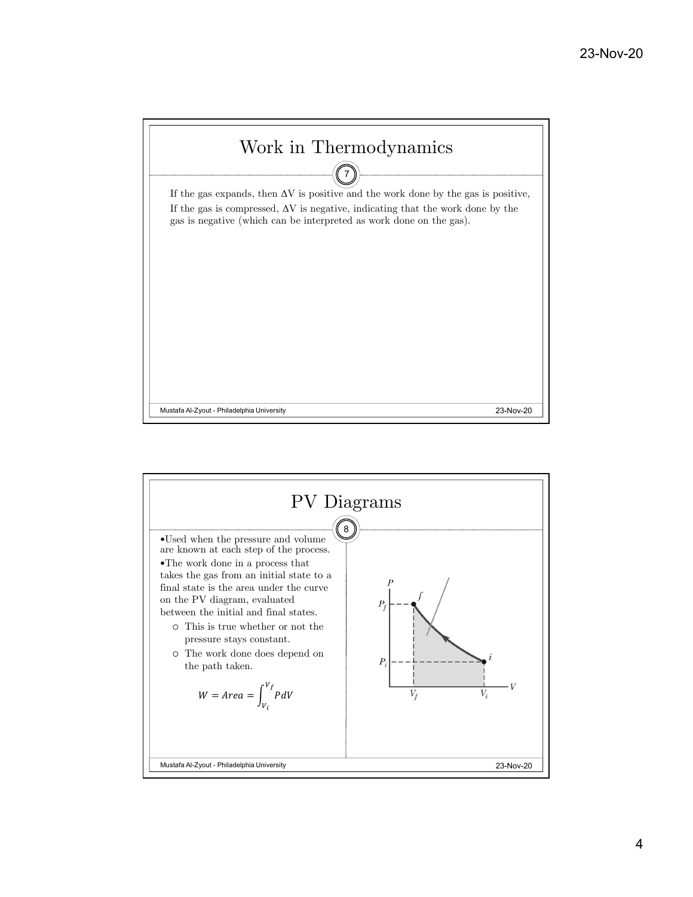# Work in Thermodynamics

If the gas expands, then $\Delta V$ is positive and the work done by the gas is positive,
If the gas is compressed, $\Delta V$ is negative, indicating that the work done by the gas is negative (which can be interpreted as work done on the gas).

# PV Diagrams

- Used when the pressure and volume are known at each step of the process.
- The work done in a process that takes the gas from an initial state to a final state is the area under the curve on the PV diagram, evaluated between the initial and final states.
  - This is true whether or not the pressure stays constant.
  - The work done does depend on the path taken.

$$W = Area = \int_{V_i}^{V_f} P dV$$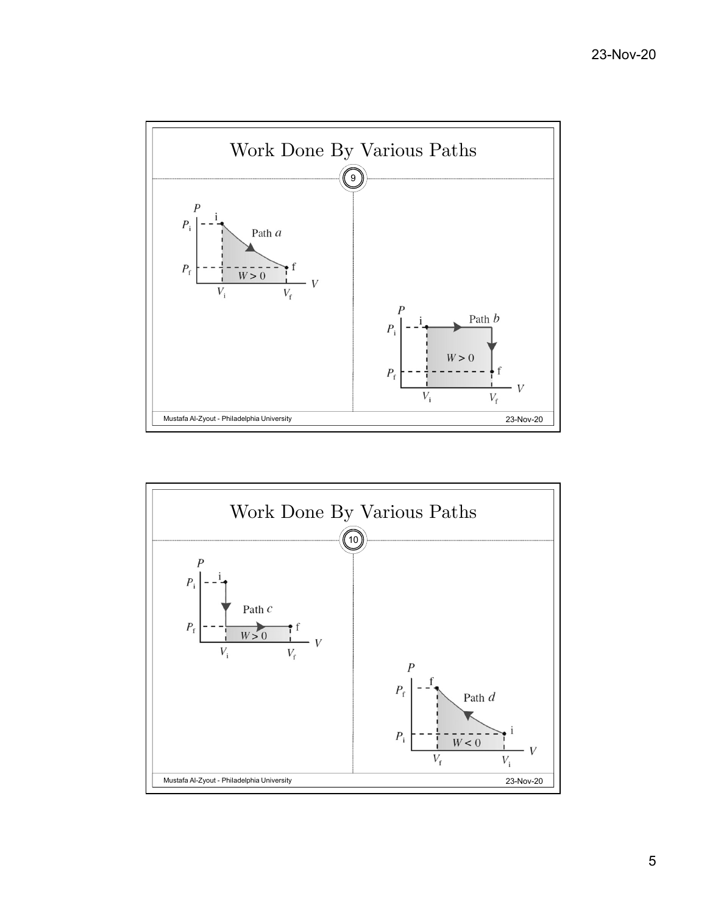## Work Done By Various Paths

9

$P$, $P_i$, $P_f$, i, f, Path $a$, $W > 0$, $V_i$, $V_f$, $V$

$P$, $P_i$, $P_f$, i, f, Path $b$, $W > 0$, $V_i$, $V_f$, $V$

## Work Done By Various Paths

10

$P$, $P_i$, $P_f$, i, f, Path $c$, $W > 0$, $V_i$, $V_f$, $V$

$P$, $P_f$, $P_i$, f, i, Path $d$, $W < 0$, $V_f$, $V_i$, $V$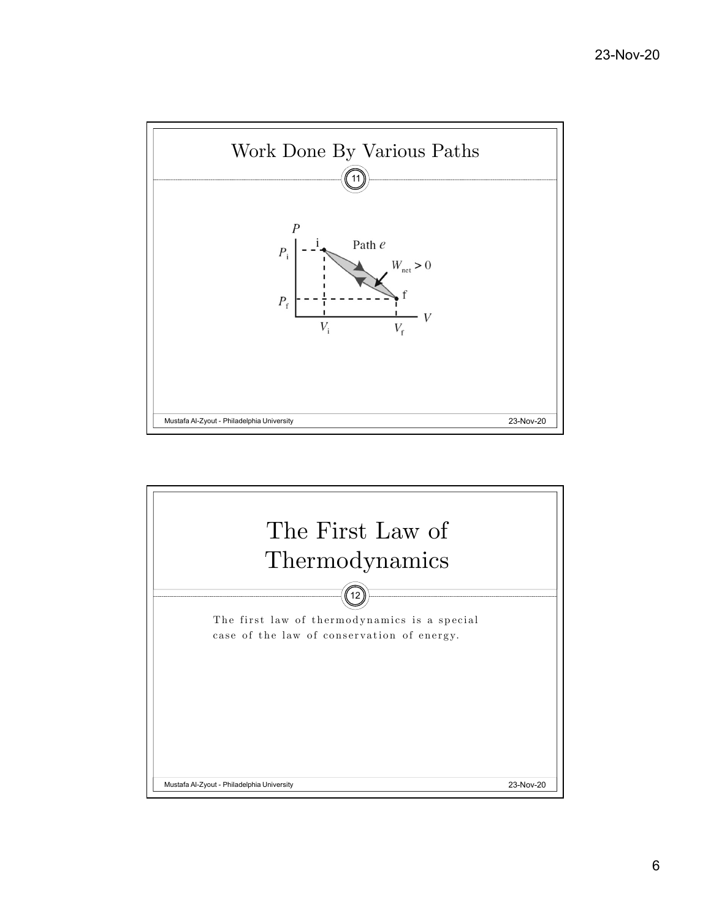## Work Done By Various Paths

## The First Law of Thermodynamics

The first law of thermodynamics is a special case of the law of conservation of energy.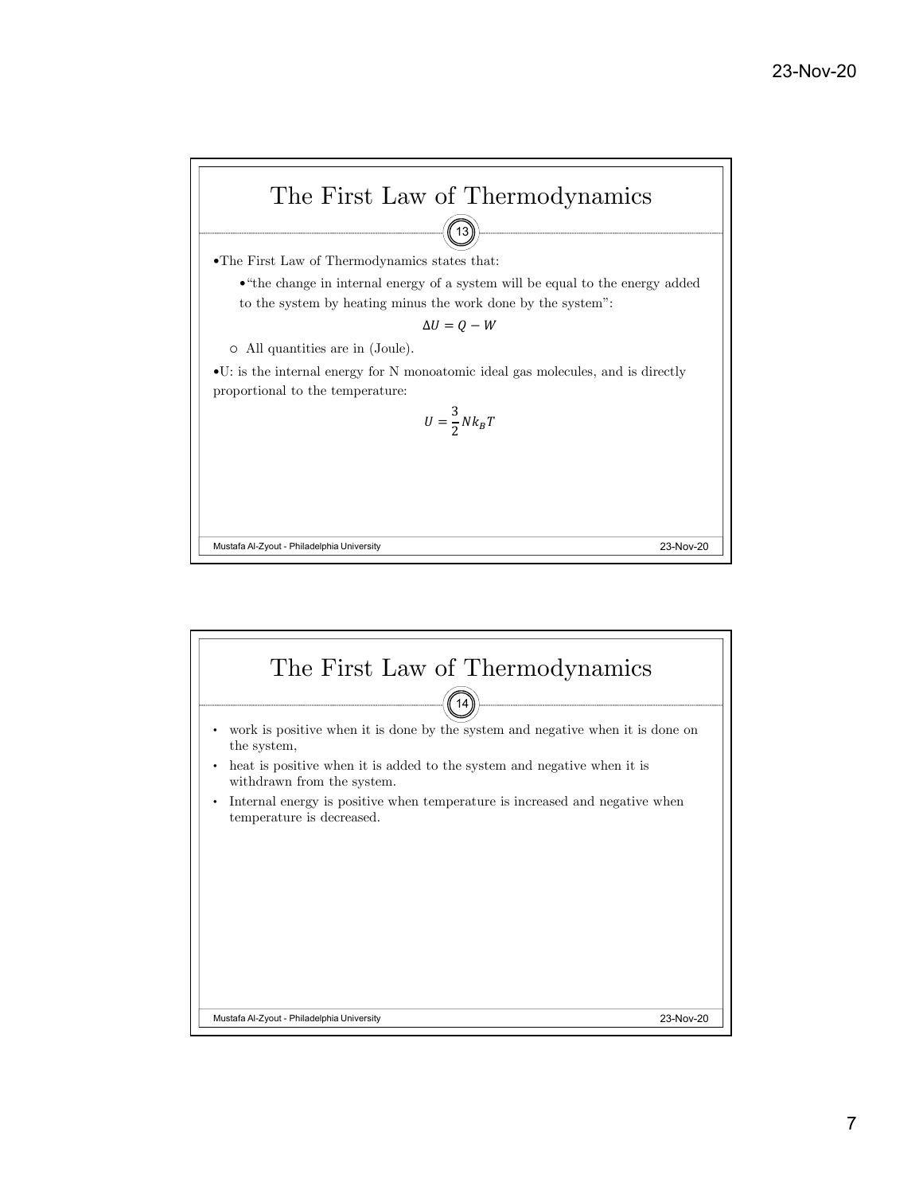## The First Law of Thermodynamics

- The First Law of Thermodynamics states that:
  - "the change in internal energy of a system will be equal to the energy added to the system by heating minus the work done by the system":

$$\Delta U = Q - W$$

  - All quantities are in (Joule).
- U: is the internal energy for N monoatomic ideal gas molecules, and is directly proportional to the temperature:

$$U = \frac{3}{2} N k_B T$$

## The First Law of Thermodynamics

- work is positive when it is done by the system and negative when it is done on the system,
- heat is positive when it is added to the system and negative when it is withdrawn from the system.
- Internal energy is positive when temperature is increased and negative when temperature is decreased.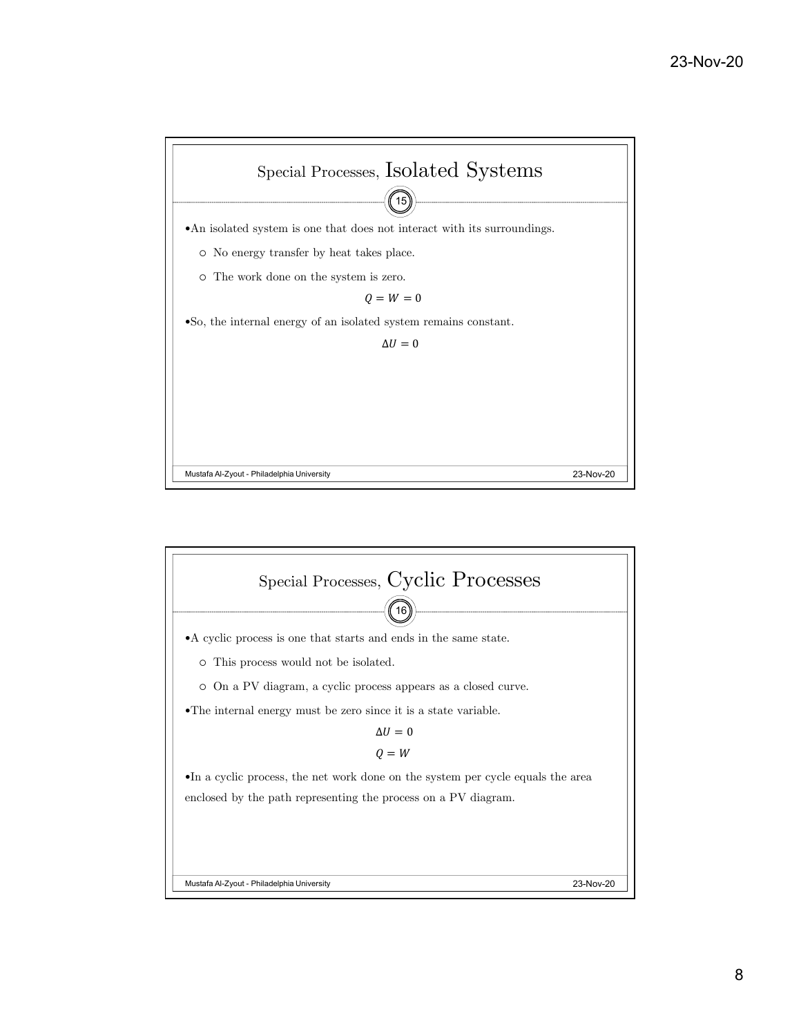## Special Processes, Isolated Systems

- An isolated system is one that does not interact with its surroundings.
  - No energy transfer by heat takes place.
  - The work done on the system is zero.

$$Q = W = 0$$

- So, the internal energy of an isolated system remains constant.

$$\Delta U = 0$$

## Special Processes, Cyclic Processes

- A cyclic process is one that starts and ends in the same state.
  - This process would not be isolated.
  - On a PV diagram, a cyclic process appears as a closed curve.
- The internal energy must be zero since it is a state variable.

$$\Delta U = 0$$

$$Q = W$$

- In a cyclic process, the net work done on the system per cycle equals the area enclosed by the path representing the process on a PV diagram.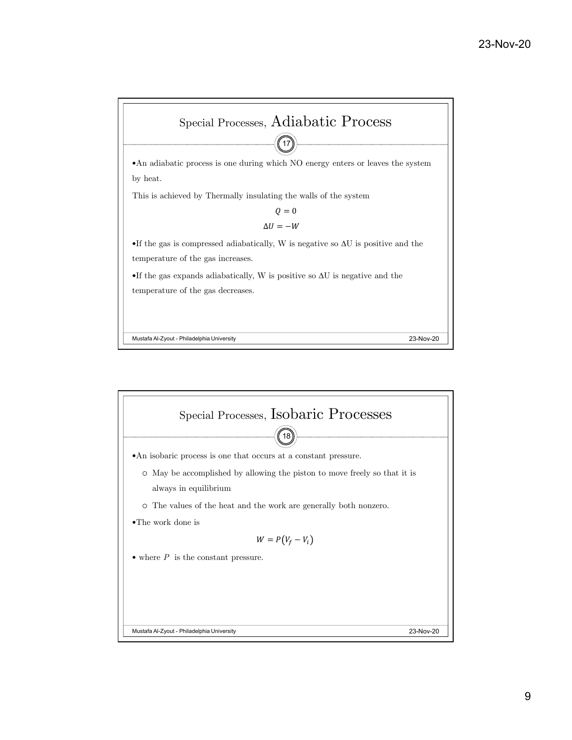## Special Processes, Adiabatic Process

- An adiabatic process is one during which NO energy enters or leaves the system by heat.

This is achieved by Thermally insulating the walls of the system

$$Q = 0$$

$$\Delta U = -W$$

- If the gas is compressed adiabatically, W is negative so ΔU is positive and the temperature of the gas increases.
- If the gas expands adiabatically, W is positive so ΔU is negative and the temperature of the gas decreases.

## Special Processes, Isobaric Processes

- An isobaric process is one that occurs at a constant pressure.
  - May be accomplished by allowing the piston to move freely so that it is always in equilibrium
  - The values of the heat and the work are generally both nonzero.
- The work done is

$$W = P(V_f - V_i)$$

- where $P$ is the constant pressure.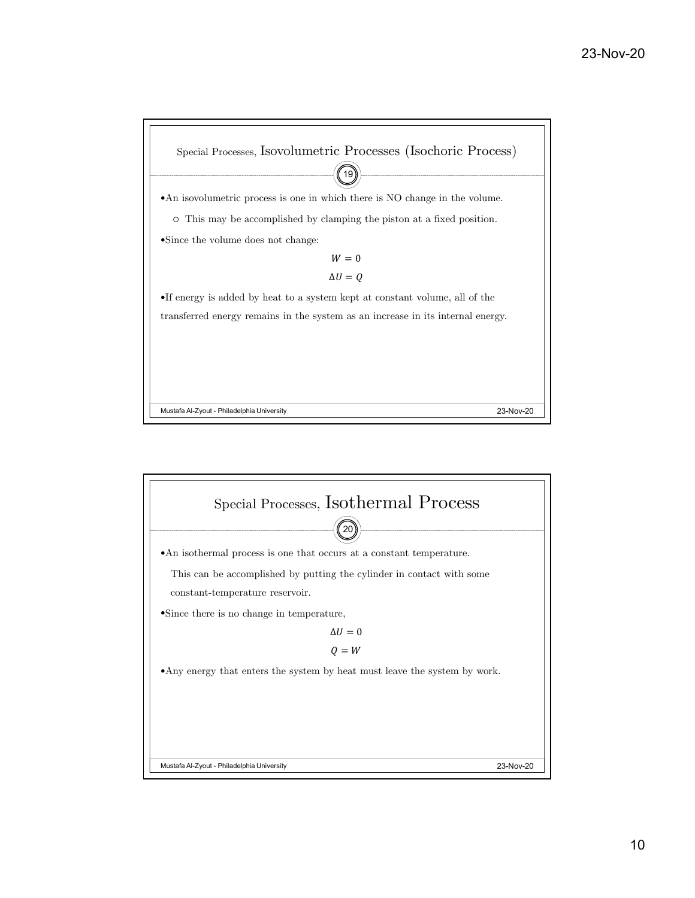## Special Processes, Isovolumetric Processes (Isochoric Process)

- An isovolumetric process is one in which there is NO change in the volume.
  - This may be accomplished by clamping the piston at a fixed position.
- Since the volume does not change:

$$W = 0$$

$$\Delta U = Q$$

- If energy is added by heat to a system kept at constant volume, all of the transferred energy remains in the system as an increase in its internal energy.

## Special Processes, Isothermal Process

- An isothermal process is one that occurs at a constant temperature.

  This can be accomplished by putting the cylinder in contact with some constant-temperature reservoir.
- Since there is no change in temperature,

$$\Delta U = 0$$

$$Q = W$$

- Any energy that enters the system by heat must leave the system by work.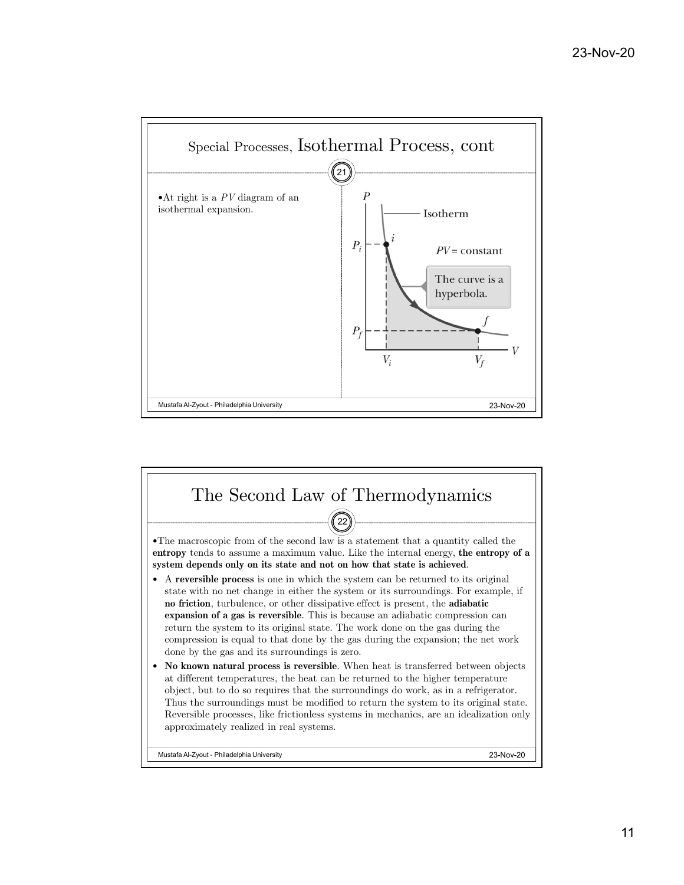## Special Processes, Isothermal Process, cont

- At right is a $PV$ diagram of an isothermal expansion.

## The Second Law of Thermodynamics

- The macroscopic from of the second law is a statement that a quantity called the **entropy** tends to assume a maximum value. Like the internal energy, **the entropy of a system depends only on its state and not on how that state is achieved**.
- A **reversible process** is one in which the system can be returned to its original state with no net change in either the system or its surroundings. For example, if **no friction**, turbulence, or other dissipative effect is present, the **adiabatic expansion of a gas is reversible**. This is because an adiabatic compression can return the system to its original state. The work done on the gas during the compression is equal to that done by the gas during the expansion; the net work done by the gas and its surroundings is zero.
- **No known natural process is reversible**. When heat is transferred between objects at different temperatures, the heat can be returned to the higher temperature object, but to do so requires that the surroundings do work, as in a refrigerator. Thus the surroundings must be modified to return the system to its original state. Reversible processes, like frictionless systems in mechanics, are an idealization only approximately realized in real systems.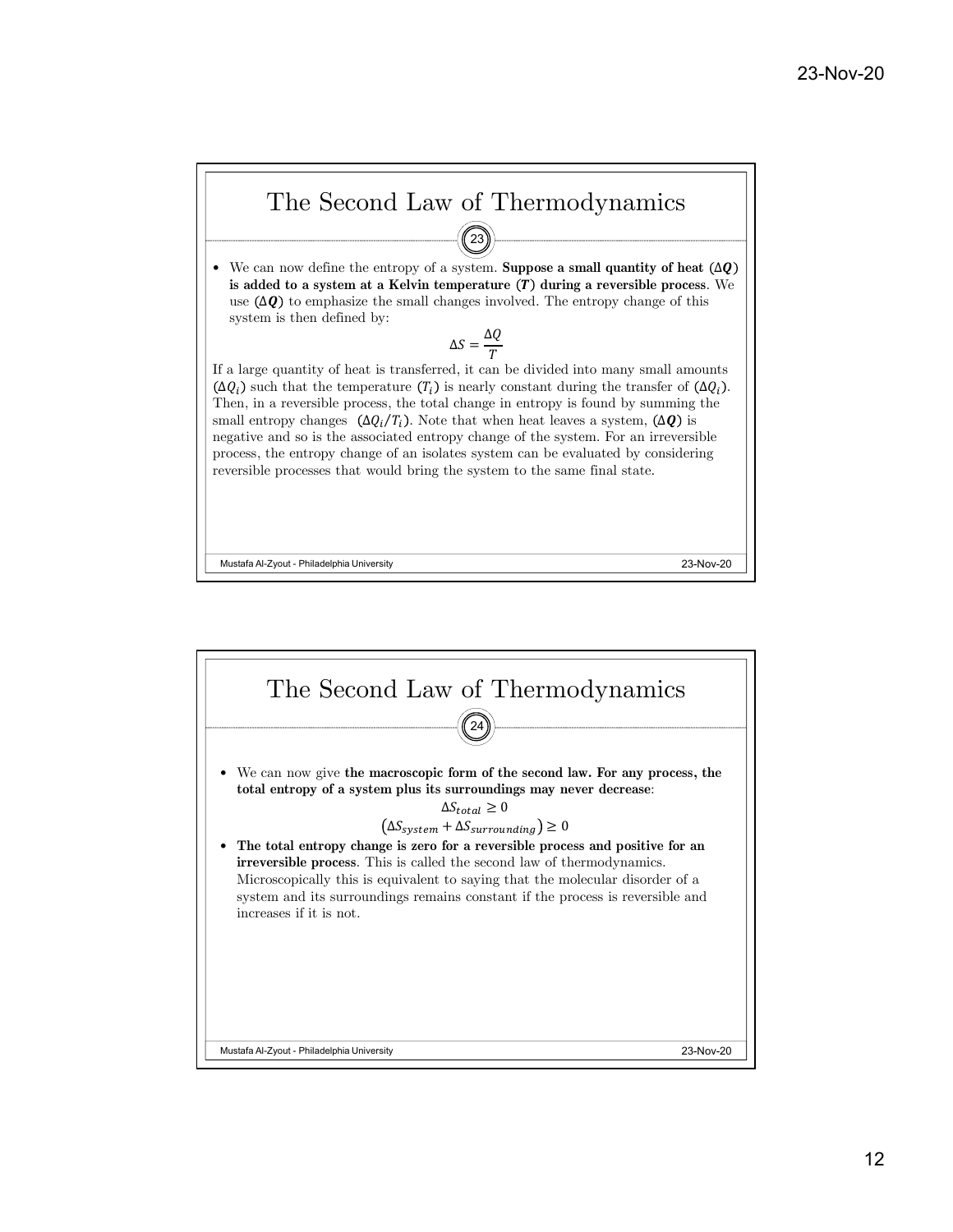## The Second Law of Thermodynamics

- We can now define the entropy of a system. **Suppose a small quantity of heat ($\Delta Q$) is added to a system at a Kelvin temperature ($T$) during a reversible process**. We use ($\Delta Q$) to emphasize the small changes involved. The entropy change of this system is then defined by:

$$\Delta S = \frac{\Delta Q}{T}$$

If a large quantity of heat is transferred, it can be divided into many small amounts ($\Delta Q_i$) such that the temperature ($T_i$) is nearly constant during the transfer of ($\Delta Q_i$). Then, in a reversible process, the total change in entropy is found by summing the small entropy changes ($\Delta Q_i/T_i$). Note that when heat leaves a system, ($\Delta Q$) is negative and so is the associated entropy change of the system. For an irreversible process, the entropy change of an isolates system can be evaluated by considering reversible processes that would bring the system to the same final state.

## The Second Law of Thermodynamics

- We can now give **the macroscopic form of the second law. For any process, the total entropy of a system plus its surroundings may never decrease**:

$$\Delta S_{total} \geq 0$$

$$(\Delta S_{system} + \Delta S_{surrounding}) \geq 0$$

- **The total entropy change is zero for a reversible process and positive for an irreversible process**. This is called the second law of thermodynamics. Microscopically this is equivalent to saying that the molecular disorder of a system and its surroundings remains constant if the process is reversible and increases if it is not.